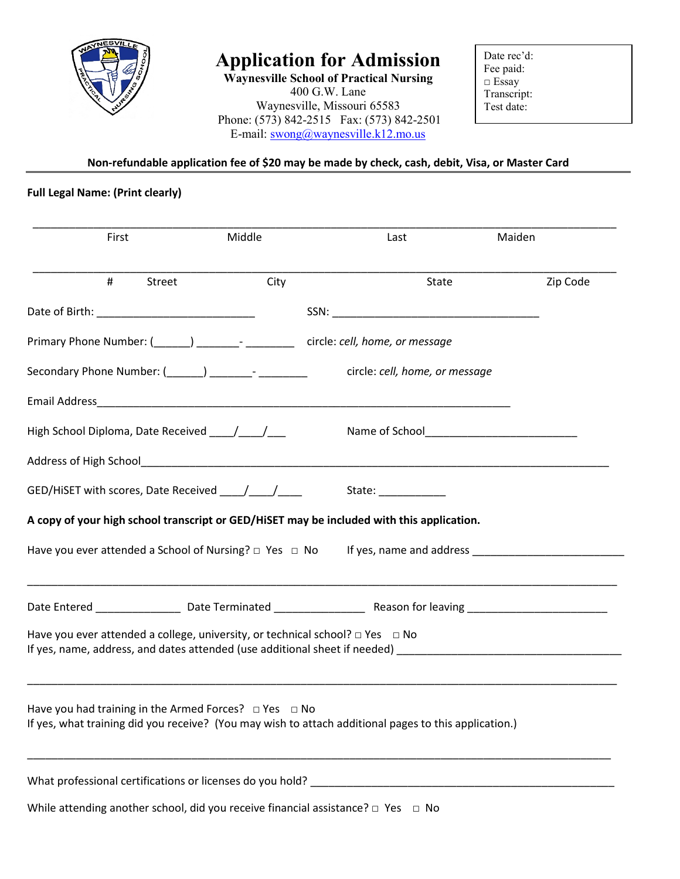# Application for Admission

**Waynesville School of Practical Nursing**
400 G.W. Lane
Waynesville, Missouri 65583
Phone: (573) 842-2515 Fax: (573) 842-2501
E-mail: swong@waynesville.k12.mo.us

Date rec'd:
Fee paid:
□ Essay
Transcript:
Test date:

**Non-refundable application fee of $20 may be made by check, cash, debit, Visa, or Master Card**

---

**Full Legal Name: (Print clearly)**

______________________________________________________________________________
First Middle Last Maiden

______________________________________________________________________________
\# Street City State Zip Code

Date of Birth: ___________________________ SSN: ___________________________________

Primary Phone Number: (______) _______- ________ circle: *cell, home, or message*

Secondary Phone Number: (______) _______- ________ circle: *cell, home, or message*

Email Address_______________________________________________________________________

High School Diploma, Date Received ____/____/___ Name of School_________________________

Address of High School______________________________________________________________

GED/HiSET with scores, Date Received ____/____/____ State: ___________

**A copy of your high school transcript or GED/HiSET may be included with this application.**

Have you ever attended a School of Nursing? □ Yes □ No If yes, name and address _________________________

______________________________________________________________________________

Date Entered ______________ Date Terminated _______________ Reason for leaving _______________________

Have you ever attended a college, university, or technical school? □ Yes □ No
If yes, name, address, and dates attended (use additional sheet if needed) ____________________________________

______________________________________________________________________________

Have you had training in the Armed Forces? □ Yes □ No
If yes, what training did you receive? (You may wish to attach additional pages to this application.)

______________________________________________________________________________

What professional certifications or licenses do you hold? __________________________________________________

While attending another school, did you receive financial assistance? □ Yes □ No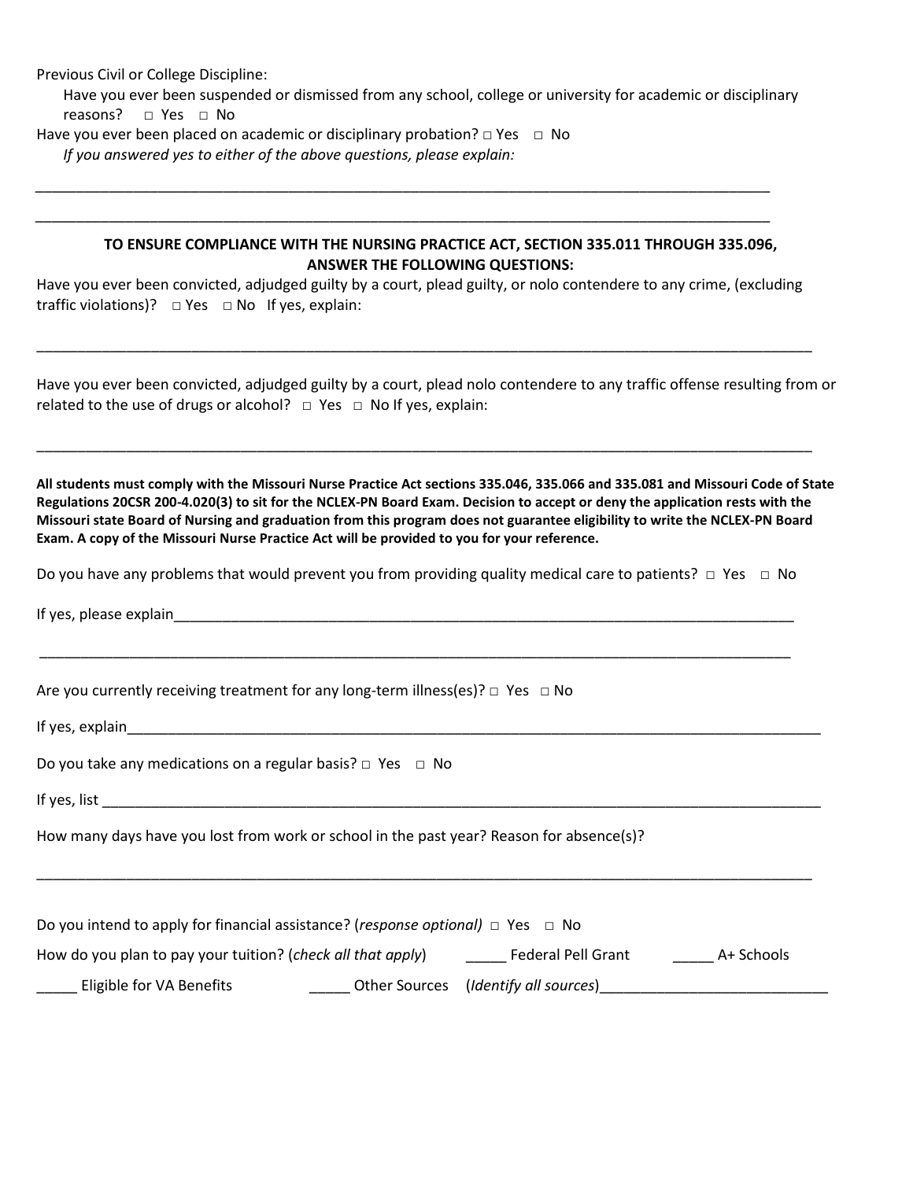Previous Civil or College Discipline:

Have you ever been suspended or dismissed from any school, college or university for academic or disciplinary reasons? □ Yes □ No

Have you ever been placed on academic or disciplinary probation? □ Yes □ No

*If you answered yes to either of the above questions, please explain:*

______________________________________________________________________________________________

______________________________________________________________________________________________

**TO ENSURE COMPLIANCE WITH THE NURSING PRACTICE ACT, SECTION 335.011 THROUGH 335.096, ANSWER THE FOLLOWING QUESTIONS:**

Have you ever been convicted, adjudged guilty by a court, plead guilty, or nolo contendere to any crime, (excluding traffic violations)? □ Yes □ No If yes, explain:

______________________________________________________________________________________________

Have you ever been convicted, adjudged guilty by a court, plead nolo contendere to any traffic offense resulting from or related to the use of drugs or alcohol? □ Yes □ No If yes, explain:

______________________________________________________________________________________________

**All students must comply with the Missouri Nurse Practice Act sections 335.046, 335.066 and 335.081 and Missouri Code of State Regulations 20CSR 200-4.020(3) to sit for the NCLEX-PN Board Exam. Decision to accept or deny the application rests with the Missouri state Board of Nursing and graduation from this program does not guarantee eligibility to write the NCLEX-PN Board Exam. A copy of the Missouri Nurse Practice Act will be provided to you for your reference.**

Do you have any problems that would prevent you from providing quality medical care to patients? □ Yes □ No

If yes, please explain_______________________________________________________________________________

______________________________________________________________________________________________

Are you currently receiving treatment for any long-term illness(es)? □ Yes □ No

If yes, explain______________________________________________________________________________________

Do you take any medications on a regular basis? □ Yes □ No

If yes, list __________________________________________________________________________________________

How many days have you lost from work or school in the past year? Reason for absence(s)?

______________________________________________________________________________________________

Do you intend to apply for financial assistance? (*response optional*) □ Yes □ No

How do you plan to pay your tuition? (*check all that apply*) _____ Federal Pell Grant _____ A+ Schools

_____ Eligible for VA Benefits _____ Other Sources (*Identify all sources*)___________________________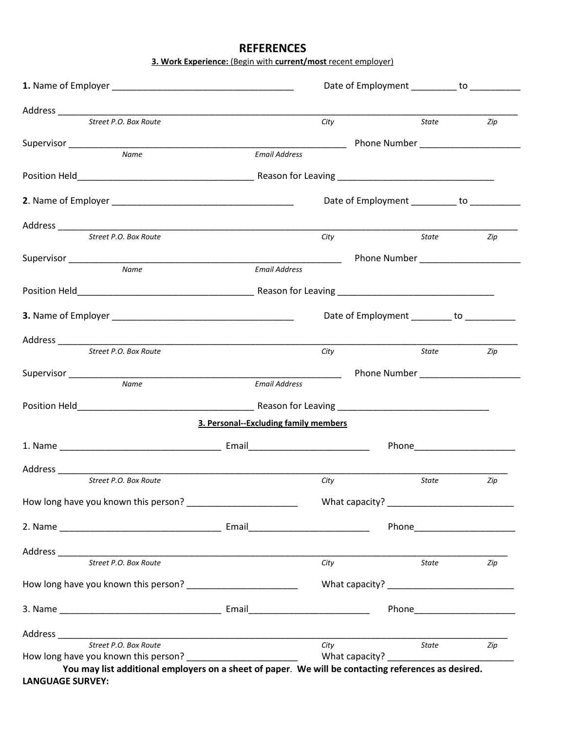# REFERENCES

**3. Work Experience:** (Begin with **current/most** recent employer)

**1.** Name of Employer ___________________________________ Date of Employment _________ to __________

Address ___________________________________________________________________________________________
*Street P.O. Box Route* *City* *State* *Zip*

Supervisor ________________________________________________________ Phone Number ____________________
*Name* *Email Address*

Position Held__________________________________ Reason for Leaving ______________________________

**2**. Name of Employer ___________________________________ Date of Employment _________ to __________

Address ___________________________________________________________________________________________
*Street P.O. Box Route* *City* *State* *Zip*

Supervisor ________________________________________________________ Phone Number ____________________
*Name* *Email Address*

Position Held__________________________________ Reason for Leaving ______________________________

**3.** Name of Employer ___________________________________ Date of Employment ________ to __________

Address ___________________________________________________________________________________________
*Street P.O. Box Route* *City* *State* *Zip*

Supervisor ________________________________________________________ Phone Number ____________________
*Name* *Email Address*

Position Held__________________________________ Reason for Leaving _____________________________

**3. Personal--Excluding family members**

1. Name ______________________________ Email_______________________ Phone____________________

Address ___________________________________________________________________________________________
*Street P.O. Box Route* *City* *State* *Zip*

How long have you known this person? ______________________ What capacity? _________________________

2. Name ______________________________ Email_______________________ Phone____________________

Address ___________________________________________________________________________________________
*Street P.O. Box Route* *City* *State* *Zip*

How long have you known this person? ______________________ What capacity? _________________________

3. Name ______________________________ Email_______________________ Phone____________________

Address ___________________________________________________________________________________________
*Street P.O. Box Route* *City* *State* *Zip*

How long have you known this person? ______________________ What capacity? _________________________

**You may list additional employers on a sheet of paper**. **We will be contacting references as desired.**

**LANGUAGE SURVEY:**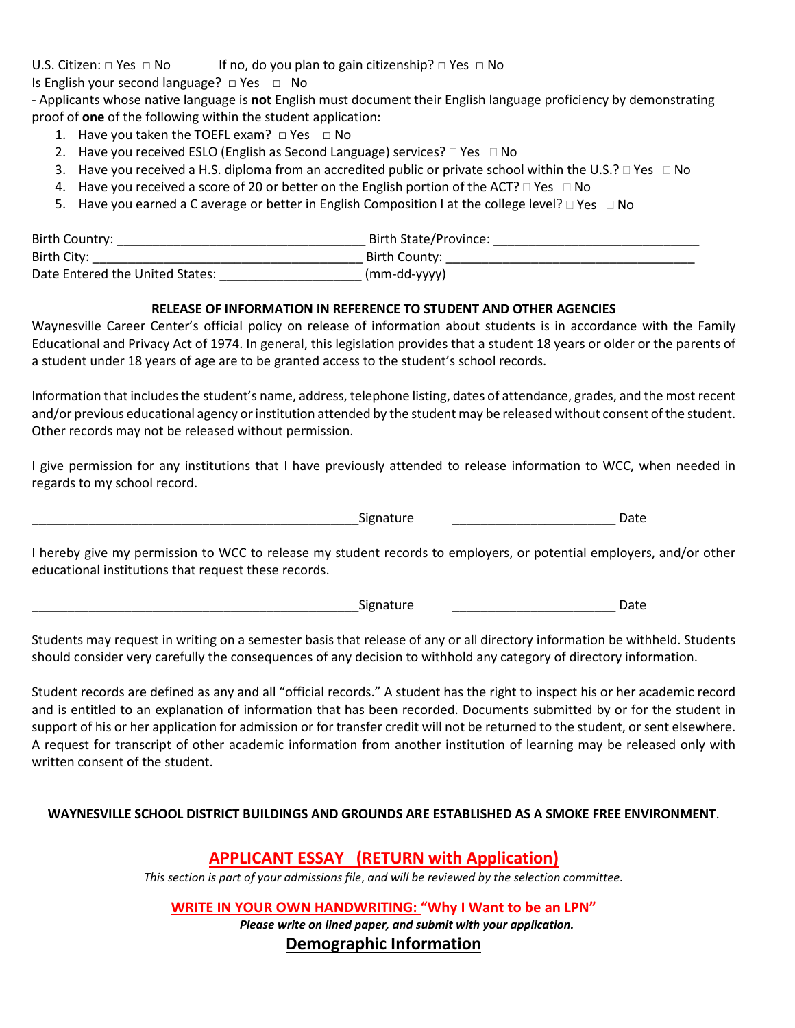U.S. Citizen: □ Yes □ No If no, do you plan to gain citizenship? □ Yes □ No

Is English your second language? □ Yes □ No

- Applicants whose native language is **not** English must document their English language proficiency by demonstrating proof of **one** of the following within the student application:

1. Have you taken the TOEFL exam? □ Yes □ No
2. Have you received ESLO (English as Second Language) services? □ Yes □ No
3. Have you received a H.S. diploma from an accredited public or private school within the U.S.? □ Yes □ No
4. Have you received a score of 20 or better on the English portion of the ACT? □ Yes □ No
5. Have you earned a C average or better in English Composition I at the college level? □ Yes □ No

Birth Country: ___________________________________ Birth State/Province: ____________________________

Birth City: ______________________________________ Birth County: __________________________________

Date Entered the United States: ___________________ (mm-dd-yyyy)

**RELEASE OF INFORMATION IN REFERENCE TO STUDENT AND OTHER AGENCIES**

Waynesville Career Center's official policy on release of information about students is in accordance with the Family Educational and Privacy Act of 1974. In general, this legislation provides that a student 18 years or older or the parents of a student under 18 years of age are to be granted access to the student's school records.

Information that includes the student's name, address, telephone listing, dates of attendance, grades, and the most recent and/or previous educational agency or institution attended by the student may be released without consent of the student. Other records may not be released without permission.

I give permission for any institutions that I have previously attended to release information to WCC, when needed in regards to my school record.

_____________________________________________Signature _______________________ Date

I hereby give my permission to WCC to release my student records to employers, or potential employers, and/or other educational institutions that request these records.

_____________________________________________Signature _______________________ Date

Students may request in writing on a semester basis that release of any or all directory information be withheld. Students should consider very carefully the consequences of any decision to withhold any category of directory information.

Student records are defined as any and all "official records." A student has the right to inspect his or her academic record and is entitled to an explanation of information that has been recorded. Documents submitted by or for the student in support of his or her application for admission or for transfer credit will not be returned to the student, or sent elsewhere. A request for transcript of other academic information from another institution of learning may be released only with written consent of the student.

**WAYNESVILLE SCHOOL DISTRICT BUILDINGS AND GROUNDS ARE ESTABLISHED AS A SMOKE FREE ENVIRONMENT**.

## APPLICANT ESSAY (RETURN with Application)

*This section is part of your admissions file, and will be reviewed by the selection committee.*

**WRITE IN YOUR OWN HANDWRITING: "Why I Want to be an LPN"**

***Please write on lined paper, and submit with your application.***

## Demographic Information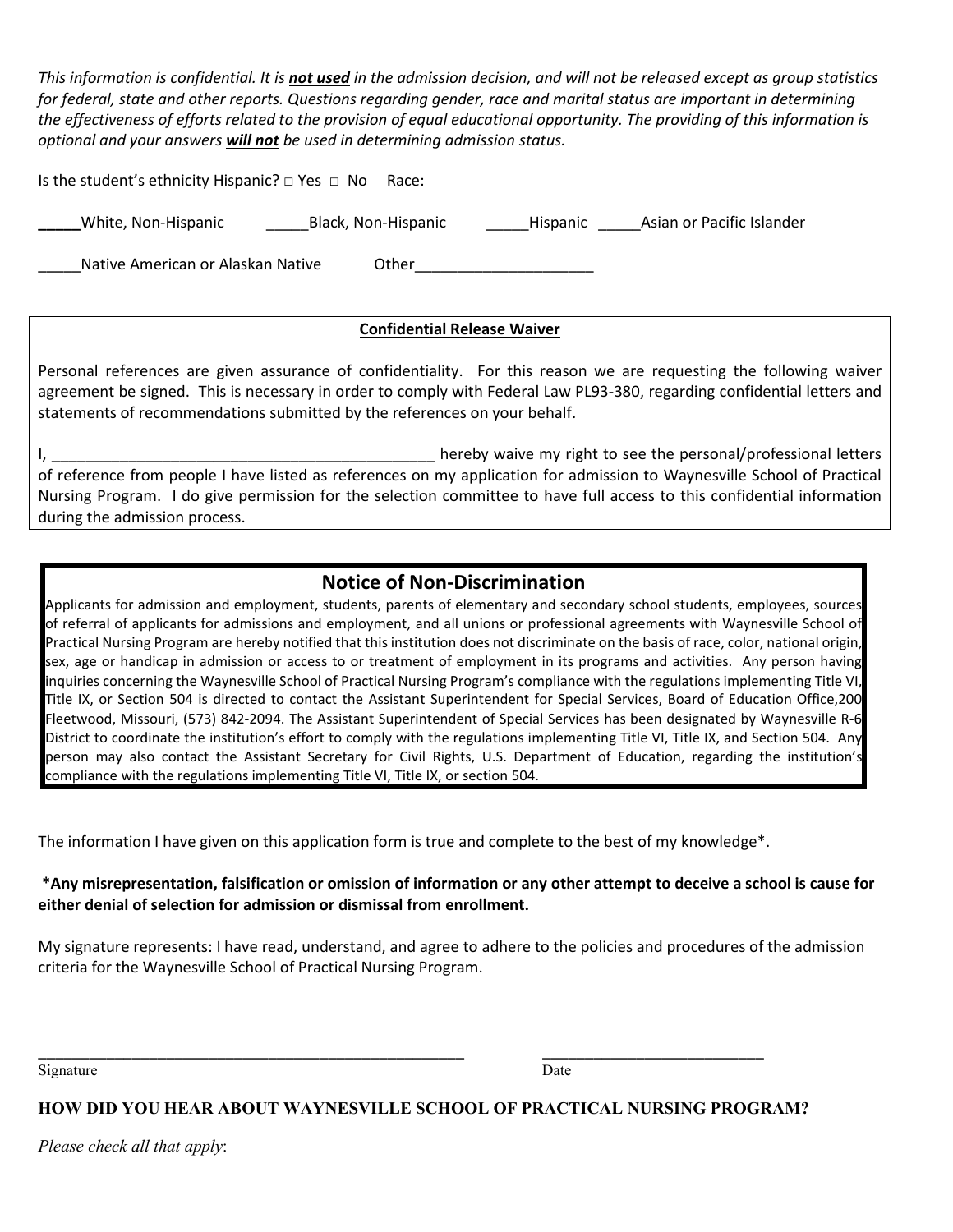*This information is confidential. It is **not used** in the admission decision, and will not be released except as group statistics for federal, state and other reports. Questions regarding gender, race and marital status are important in determining the effectiveness of efforts related to the provision of equal educational opportunity. The providing of this information is optional and your answers **will not** be used in determining admission status.*

Is the student's ethnicity Hispanic? □ Yes □ No Race:

_____White, Non-Hispanic _____Black, Non-Hispanic _____Hispanic _____Asian or Pacific Islander

_____Native American or Alaskan Native Other_____________________

**Confidential Release Waiver**

Personal references are given assurance of confidentiality. For this reason we are requesting the following waiver agreement be signed. This is necessary in order to comply with Federal Law PL93-380, regarding confidential letters and statements of recommendations submitted by the references on your behalf.

I, ______________________________________________ hereby waive my right to see the personal/professional letters of reference from people I have listed as references on my application for admission to Waynesville School of Practical Nursing Program. I do give permission for the selection committee to have full access to this confidential information during the admission process.

## Notice of Non-Discrimination

Applicants for admission and employment, students, parents of elementary and secondary school students, employees, sources of referral of applicants for admissions and employment, and all unions or professional agreements with Waynesville School of Practical Nursing Program are hereby notified that this institution does not discriminate on the basis of race, color, national origin, sex, age or handicap in admission or access to or treatment of employment in its programs and activities. Any person having inquiries concerning the Waynesville School of Practical Nursing Program's compliance with the regulations implementing Title VI, Title IX, or Section 504 is directed to contact the Assistant Superintendent for Special Services, Board of Education Office,200 Fleetwood, Missouri, (573) 842-2094. The Assistant Superintendent of Special Services has been designated by Waynesville R-6 District to coordinate the institution's effort to comply with the regulations implementing Title VI, Title IX, and Section 504. Any person may also contact the Assistant Secretary for Civil Rights, U.S. Department of Education, regarding the institution's compliance with the regulations implementing Title VI, Title IX, or section 504.

The information I have given on this application form is true and complete to the best of my knowledge*.

**\*Any misrepresentation, falsification or omission of information or any other attempt to deceive a school is cause for either denial of selection for admission or dismissal from enrollment.**

My signature represents: I have read, understand, and agree to adhere to the policies and procedures of the admission criteria for the Waynesville School of Practical Nursing Program.

_____________________________________________________ ___________________________

Signature Date

**HOW DID YOU HEAR ABOUT WAYNESVILLE SCHOOL OF PRACTICAL NURSING PROGRAM?**

*Please check all that apply*: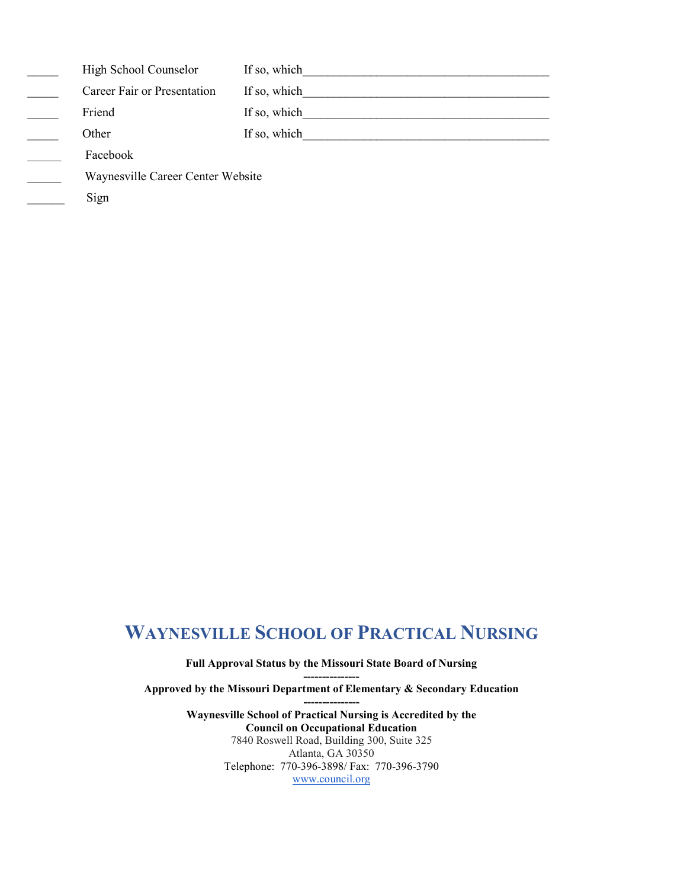_____ High School Counselor If so, which_________________________________________

_____ Career Fair or Presentation If so, which_________________________________________

_____ Friend If so, which_________________________________________

_____ Other If so, which_________________________________________

______ Facebook

______ Waynesville Career Center Website

______ Sign

## WAYNESVILLE SCHOOL OF PRACTICAL NURSING

**Full Approval Status by the Missouri State Board of Nursing**

**---------------**

**Approved by the Missouri Department of Elementary & Secondary Education**

**---------------**

**Waynesville School of Practical Nursing is Accredited by the Council on Occupational Education**

7840 Roswell Road, Building 300, Suite 325
Atlanta, GA 30350
Telephone: 770-396-3898/ Fax: 770-396-3790
www.council.org